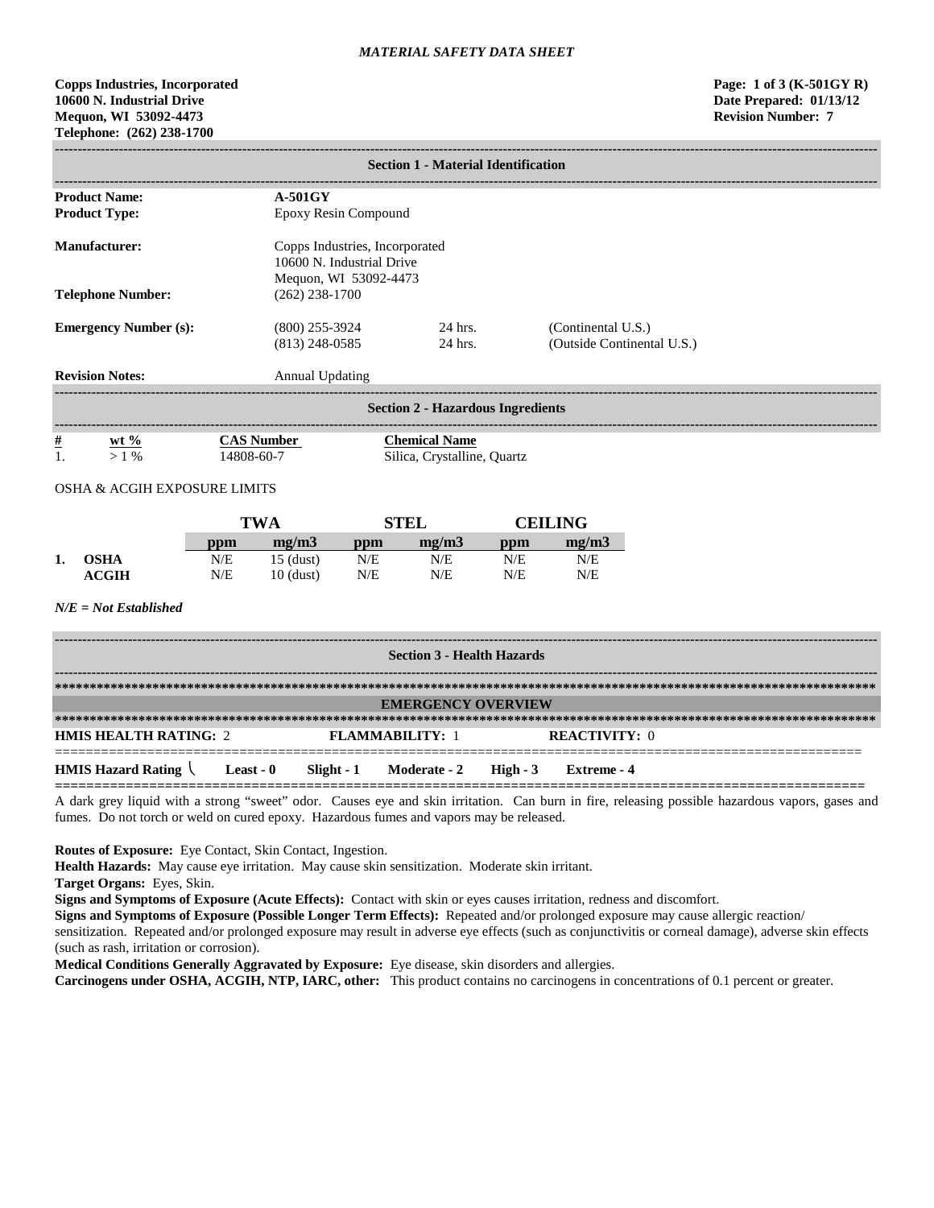*MATERIAL SAFETY DATA SHEET*

**Copps Industries, Incorporated**
**10600 N. Industrial Drive**
**Mequon, WI 53092-4473**
**Telephone: (262) 238-1700**

**Page: 1 of 3 (K-501GY R)**
**Date Prepared: 01/13/12**
**Revision Number: 7**

## Section 1 - Material Identification

**Product Name:** **A-501GY**
**Product Type:** Epoxy Resin Compound

**Manufacturer:** Copps Industries, Incorporated
10600 N. Industrial Drive
Mequon, WI 53092-4473

**Telephone Number:** (262) 238-1700

**Emergency Number (s):**

| | | |
|---|---|---|
| (800) 255-3924 | 24 hrs. | (Continental U.S.) |
| (813) 248-0585 | 24 hrs. | (Outside Continental U.S.) |

**Revision Notes:** Annual Updating

## Section 2 - Hazardous Ingredients

| # | wt % | CAS Number | Chemical Name |
|---|---|---|---|
| 1. | > 1 % | 14808-60-7 | Silica, Crystalline, Quartz |

OSHA & ACGIH EXPOSURE LIMITS

| | | TWA | | STEL | | CEILING | |
|---|---|---|---|---|---|---|---|
| | | ppm | mg/m3 | ppm | mg/m3 | ppm | mg/m3 |
| 1. | **OSHA** | N/E | 15 (dust) | N/E | N/E | N/E | N/E |
| | **ACGIH** | N/E | 10 (dust) | N/E | N/E | N/E | N/E |

*N/E = Not Established*

## Section 3 - Health Hazards

### EMERGENCY OVERVIEW

**HMIS HEALTH RATING:** 2 **FLAMMABILITY:** 1 **REACTIVITY:** 0

**HMIS Hazard Rating** \ **Least - 0** **Slight - 1** **Moderate - 2** **High - 3** **Extreme - 4**

A dark grey liquid with a strong "sweet" odor. Causes eye and skin irritation. Can burn in fire, releasing possible hazardous vapors, gases and fumes. Do not torch or weld on cured epoxy. Hazardous fumes and vapors may be released.

**Routes of Exposure:** Eye Contact, Skin Contact, Ingestion.

**Health Hazards:** May cause eye irritation. May cause skin sensitization. Moderate skin irritant.

**Target Organs:** Eyes, Skin.

**Signs and Symptoms of Exposure (Acute Effects):** Contact with skin or eyes causes irritation, redness and discomfort.

**Signs and Symptoms of Exposure (Possible Longer Term Effects):** Repeated and/or prolonged exposure may cause allergic reaction/ sensitization. Repeated and/or prolonged exposure may result in adverse eye effects (such as conjunctivitis or corneal damage), adverse skin effects (such as rash, irritation or corrosion).

**Medical Conditions Generally Aggravated by Exposure:** Eye disease, skin disorders and allergies.

**Carcinogens under OSHA, ACGIH, NTP, IARC, other:** This product contains no carcinogens in concentrations of 0.1 percent or greater.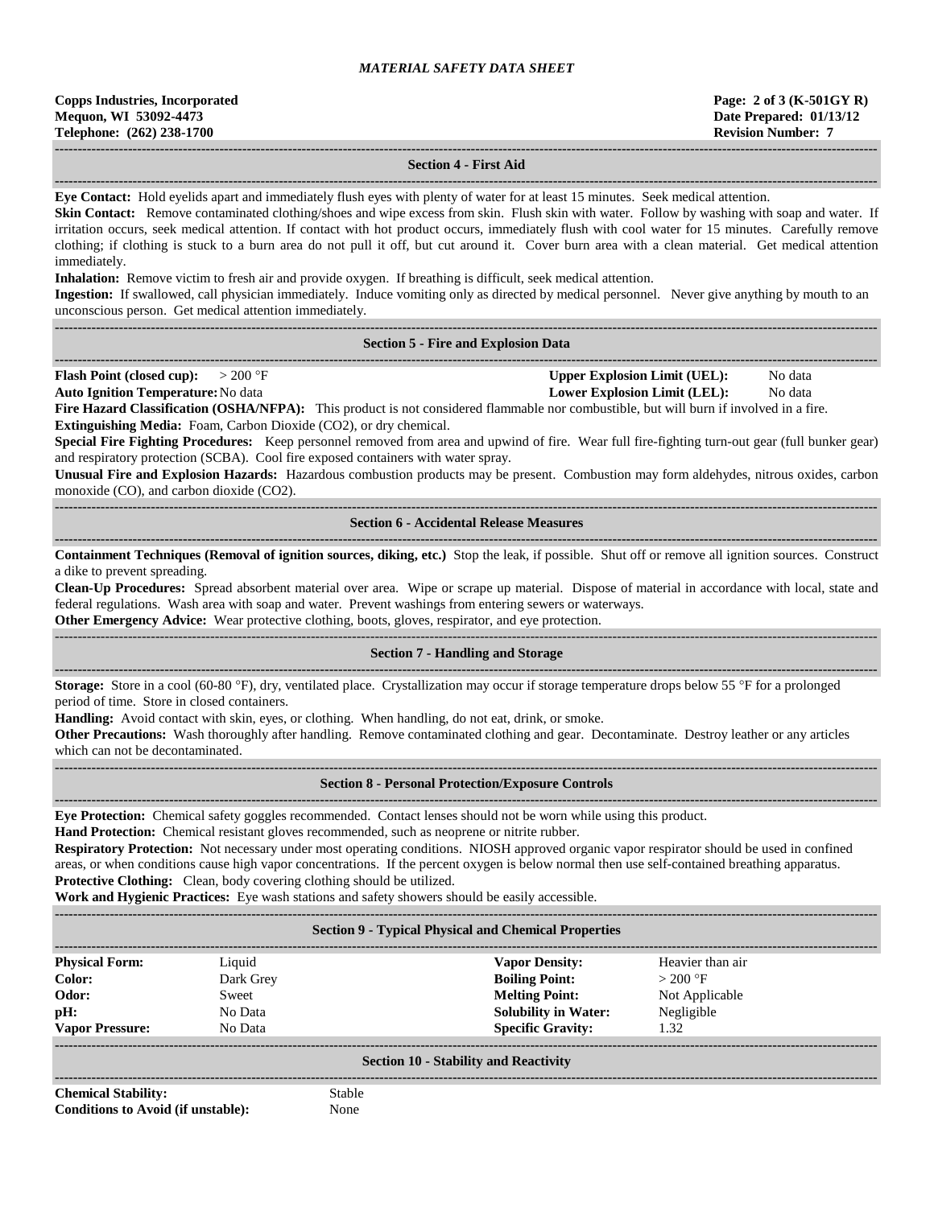## Section 4 - First Aid

**Eye Contact:** Hold eyelids apart and immediately flush eyes with plenty of water for at least 15 minutes. Seek medical attention.

**Skin Contact:** Remove contaminated clothing/shoes and wipe excess from skin. Flush skin with water. Follow by washing with soap and water. If irritation occurs, seek medical attention. If contact with hot product occurs, immediately flush with cool water for 15 minutes. Carefully remove clothing; if clothing is stuck to a burn area do not pull it off, but cut around it. Cover burn area with a clean material. Get medical attention immediately.

**Inhalation:** Remove victim to fresh air and provide oxygen. If breathing is difficult, seek medical attention.

**Ingestion:** If swallowed, call physician immediately. Induce vomiting only as directed by medical personnel. Never give anything by mouth to an unconscious person. Get medical attention immediately.

## Section 5 - Fire and Explosion Data

| | | | |
|---|---|---|---|
| **Flash Point (closed cup):** | > 200 °F | **Upper Explosion Limit (UEL):** | No data |
| **Auto Ignition Temperature:** | No data | **Lower Explosion Limit (LEL):** | No data |

**Fire Hazard Classification (OSHA/NFPA):** This product is not considered flammable nor combustible, but will burn if involved in a fire.

**Extinguishing Media:** Foam, Carbon Dioxide ($CO_2$), or dry chemical.

**Special Fire Fighting Procedures:** Keep personnel removed from area and upwind of fire. Wear full fire-fighting turn-out gear (full bunker gear) and respiratory protection (SCBA). Cool fire exposed containers with water spray.

**Unusual Fire and Explosion Hazards:** Hazardous combustion products may be present. Combustion may form aldehydes, nitrous oxides, carbon monoxide (CO), and carbon dioxide ($CO_2$).

## Section 6 - Accidental Release Measures

**Containment Techniques (Removal of ignition sources, diking, etc.)** Stop the leak, if possible. Shut off or remove all ignition sources. Construct a dike to prevent spreading.

**Clean-Up Procedures:** Spread absorbent material over area. Wipe or scrape up material. Dispose of material in accordance with local, state and federal regulations. Wash area with soap and water. Prevent washings from entering sewers or waterways.

**Other Emergency Advice:** Wear protective clothing, boots, gloves, respirator, and eye protection.

## Section 7 - Handling and Storage

**Storage:** Store in a cool (60-80 °F), dry, ventilated place. Crystallization may occur if storage temperature drops below 55 °F for a prolonged period of time. Store in closed containers.

**Handling:** Avoid contact with skin, eyes, or clothing. When handling, do not eat, drink, or smoke.

**Other Precautions:** Wash thoroughly after handling. Remove contaminated clothing and gear. Decontaminate. Destroy leather or any articles which can not be decontaminated.

## Section 8 - Personal Protection/Exposure Controls

**Eye Protection:** Chemical safety goggles recommended. Contact lenses should not be worn while using this product.

**Hand Protection:** Chemical resistant gloves recommended, such as neoprene or nitrite rubber.

**Respiratory Protection:** Not necessary under most operating conditions. NIOSH approved organic vapor respirator should be used in confined areas, or when conditions cause high vapor concentrations. If the percent oxygen is below normal then use self-contained breathing apparatus.

**Protective Clothing:** Clean, body covering clothing should be utilized.

**Work and Hygienic Practices:** Eye wash stations and safety showers should be easily accessible.

## Section 9 - Typical Physical and Chemical Properties

| | | | |
|---|---|---|---|
| **Physical Form:** | Liquid | **Vapor Density:** | Heavier than air |
| **Color:** | Dark Grey | **Boiling Point:** | > 200 °F |
| **Odor:** | Sweet | **Melting Point:** | Not Applicable |
| **pH:** | No Data | **Solubility in Water:** | Negligible |
| **Vapor Pressure:** | No Data | **Specific Gravity:** | 1.32 |

## Section 10 - Stability and Reactivity

| | |
|---|---|
| **Chemical Stability:** | Stable |
| **Conditions to Avoid (if unstable):** | None |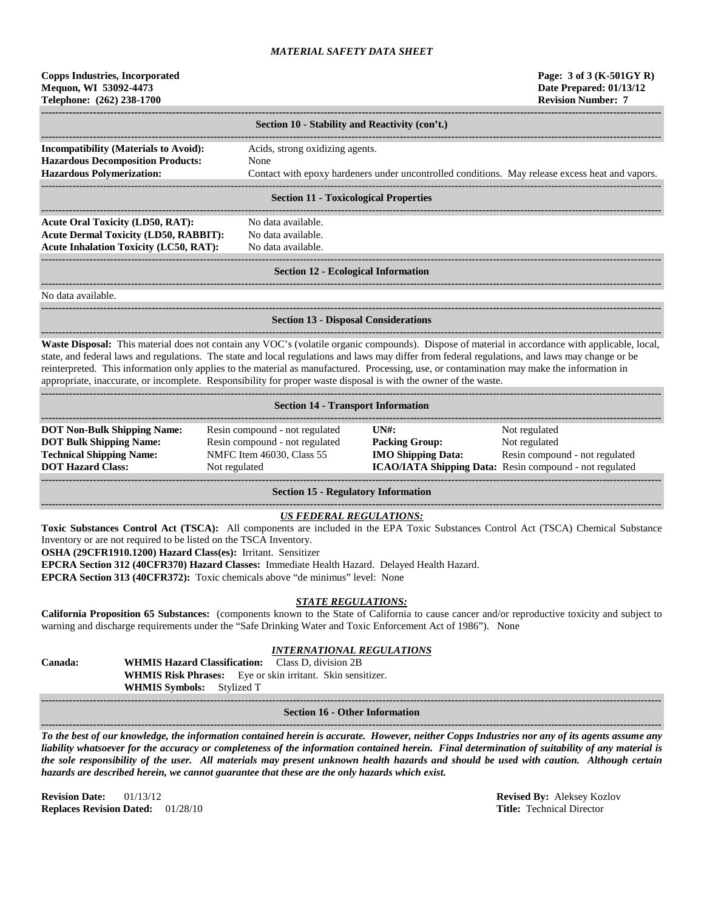*MATERIAL SAFETY DATA SHEET*

**Copps Industries, Incorporated**
**Mequon, WI 53092-4473**
**Telephone: (262) 238-1700**

**Page: 3 of 3 (K-501GY R)**
**Date Prepared: 01/13/12**
**Revision Number: 7**

## Section 10 - Stability and Reactivity (con't.)

**Incompatibility (Materials to Avoid):** Acids, strong oxidizing agents.
**Hazardous Decomposition Products:** None
**Hazardous Polymerization:** Contact with epoxy hardeners under uncontrolled conditions. May release excess heat and vapors.

## Section 11 - Toxicological Properties

**Acute Oral Toxicity (LD50, RAT):** No data available.
**Acute Dermal Toxicity (LD50, RABBIT):** No data available.
**Acute Inhalation Toxicity (LC50, RAT):** No data available.

## Section 12 - Ecological Information

No data available.

## Section 13 - Disposal Considerations

**Waste Disposal:** This material does not contain any VOC's (volatile organic compounds). Dispose of material in accordance with applicable, local, state, and federal laws and regulations. The state and local regulations and laws may differ from federal regulations, and laws may change or be reinterpreted. This information only applies to the material as manufactured. Processing, use, or contamination may make the information in appropriate, inaccurate, or incomplete. Responsibility for proper waste disposal is with the owner of the waste.

## Section 14 - Transport Information

| | | | |
|---|---|---|---|
| **DOT Non-Bulk Shipping Name:** | Resin compound - not regulated | **UN#:** | Not regulated |
| **DOT Bulk Shipping Name:** | Resin compound - not regulated | **Packing Group:** | Not regulated |
| **Technical Shipping Name:** | NMFC Item 46030, Class 55 | **IMO Shipping Data:** | Resin compound - not regulated |
| **DOT Hazard Class:** | Not regulated | **ICAO/IATA Shipping Data:** | Resin compound - not regulated |

## Section 15 - Regulatory Information

***US FEDERAL REGULATIONS:***

**Toxic Substances Control Act (TSCA):** All components are included in the EPA Toxic Substances Control Act (TSCA) Chemical Substance Inventory or are not required to be listed on the TSCA Inventory.
**OSHA (29CFR1910.1200) Hazard Class(es):** Irritant. Sensitizer
**EPCRA Section 312 (40CFR370) Hazard Classes:** Immediate Health Hazard. Delayed Health Hazard.
**EPCRA Section 313 (40CFR372):** Toxic chemicals above "de minimus" level: None

***STATE REGULATIONS:***

**California Proposition 65 Substances:** (components known to the State of California to cause cancer and/or reproductive toxicity and subject to warning and discharge requirements under the "Safe Drinking Water and Toxic Enforcement Act of 1986"). None

***INTERNATIONAL REGULATIONS***

**Canada:**
**WHMIS Hazard Classification:** Class D, division 2B
**WHMIS Risk Phrases:** Eye or skin irritant. Skin sensitizer.
**WHMIS Symbols:** Stylized T

## Section 16 - Other Information

***To the best of our knowledge, the information contained herein is accurate. However, neither Copps Industries nor any of its agents assume any liability whatsoever for the accuracy or completeness of the information contained herein. Final determination of suitability of any material is the sole responsibility of the user. All materials may present unknown health hazards and should be used with caution. Although certain hazards are described herein, we cannot guarantee that these are the only hazards which exist.***

**Revision Date:** 01/13/12
**Replaces Revision Dated:** 01/28/10

**Revised By:** Aleksey Kozlov
**Title:** Technical Director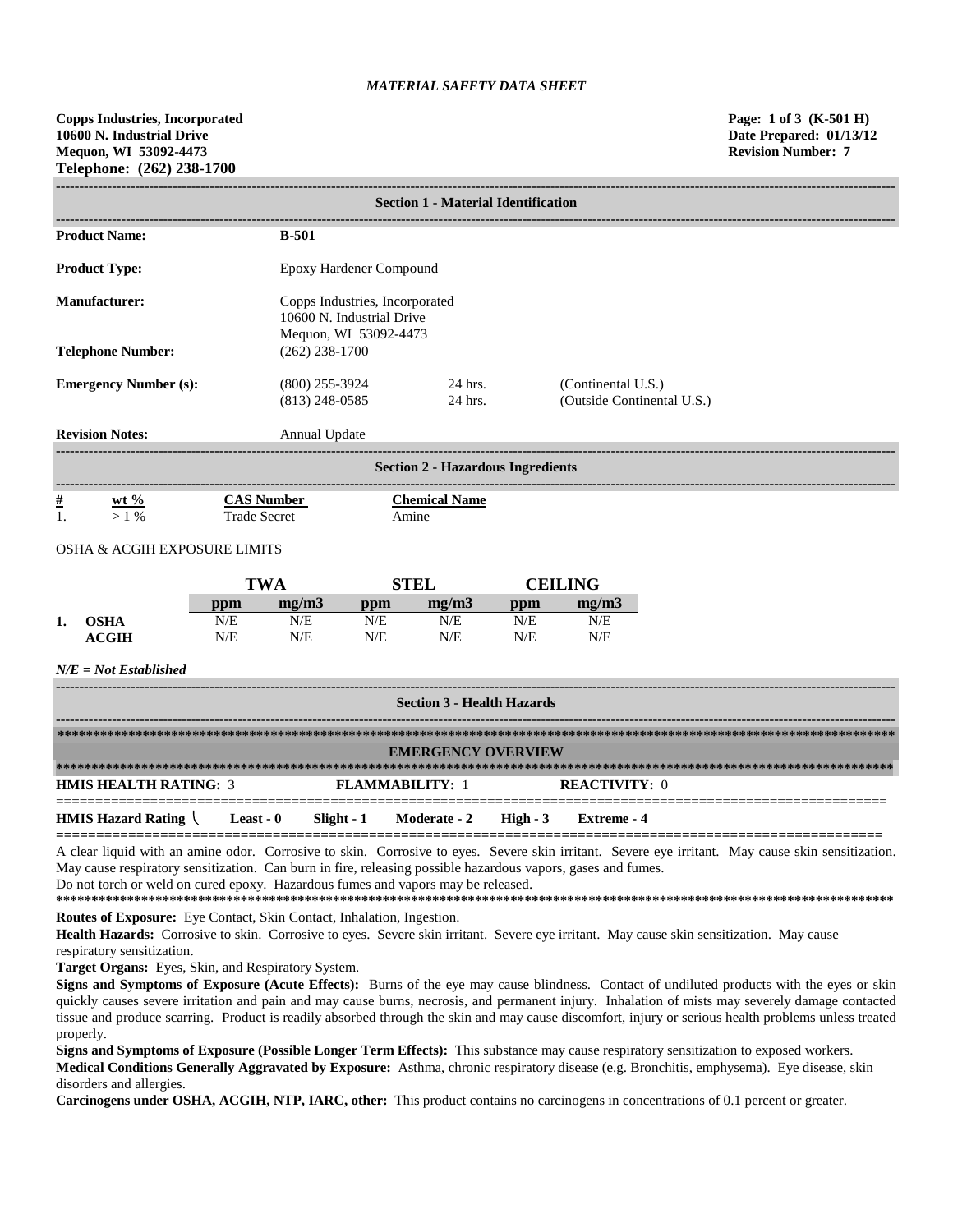*MATERIAL SAFETY DATA SHEET*

**Copps Industries, Incorporated**
**10600 N. Industrial Drive**
**Mequon, WI 53092-4473**
**Telephone: (262) 238-1700**

**Page: 1 of 3 (K-501 H)**
**Date Prepared: 01/13/12**
**Revision Number: 7**

## Section 1 - Material Identification

**Product Name:** B-501

**Product Type:** Epoxy Hardener Compound

**Manufacturer:** Copps Industries, Incorporated
10600 N. Industrial Drive
Mequon, WI 53092-4473

**Telephone Number:** (262) 238-1700

**Emergency Number (s):**
(800) 255-3924 24 hrs. (Continental U.S.)
(813) 248-0585 24 hrs. (Outside Continental U.S.)

**Revision Notes:** Annual Update

## Section 2 - Hazardous Ingredients

| # | wt % | CAS Number | Chemical Name |
|---|---|---|---|
| 1. | > 1 % | Trade Secret | Amine |

OSHA & ACGIH EXPOSURE LIMITS

| | | TWA | | STEL | | CEILING | |
|---|---|---|---|---|---|---|---|
| | | ppm | mg/m3 | ppm | mg/m3 | ppm | mg/m3 |
| 1. | OSHA | N/E | N/E | N/E | N/E | N/E | N/E |
| | ACGIH | N/E | N/E | N/E | N/E | N/E | N/E |

*N/E = Not Established*

## Section 3 - Health Hazards

### EMERGENCY OVERVIEW

**HMIS HEALTH RATING:** 3 **FLAMMABILITY:** 1 **REACTIVITY:** 0

**HMIS Hazard Rating** \ **Least - 0** **Slight - 1** **Moderate - 2** **High - 3** **Extreme - 4**

A clear liquid with an amine odor. Corrosive to skin. Corrosive to eyes. Severe skin irritant. Severe eye irritant. May cause skin sensitization. May cause respiratory sensitization. Can burn in fire, releasing possible hazardous vapors, gases and fumes.
Do not torch or weld on cured epoxy. Hazardous fumes and vapors may be released.

**Routes of Exposure:** Eye Contact, Skin Contact, Inhalation, Ingestion.

**Health Hazards:** Corrosive to skin. Corrosive to eyes. Severe skin irritant. Severe eye irritant. May cause skin sensitization. May cause respiratory sensitization.

**Target Organs:** Eyes, Skin, and Respiratory System.

**Signs and Symptoms of Exposure (Acute Effects):** Burns of the eye may cause blindness. Contact of undiluted products with the eyes or skin quickly causes severe irritation and pain and may cause burns, necrosis, and permanent injury. Inhalation of mists may severely damage contacted tissue and produce scarring. Product is readily absorbed through the skin and may cause discomfort, injury or serious health problems unless treated properly.

**Signs and Symptoms of Exposure (Possible Longer Term Effects):** This substance may cause respiratory sensitization to exposed workers.

**Medical Conditions Generally Aggravated by Exposure:** Asthma, chronic respiratory disease (e.g. Bronchitis, emphysema). Eye disease, skin disorders and allergies.

**Carcinogens under OSHA, ACGIH, NTP, IARC, other:** This product contains no carcinogens in concentrations of 0.1 percent or greater.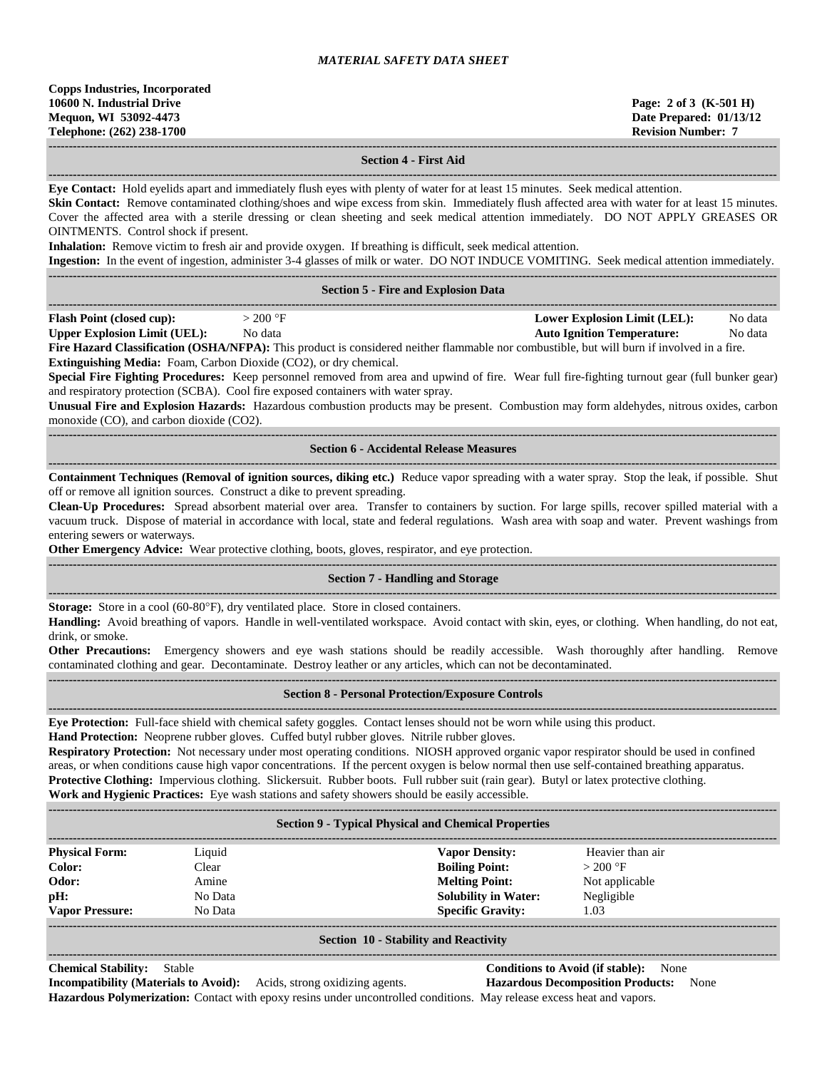# MATERIAL SAFETY DATA SHEET

**Copps Industries, Incorporated**
**10600 N. Industrial Drive**
**Mequon, WI 53092-4473**
**Telephone: (262) 238-1700**

**Page: 2 of 3 (K-501 H)**
**Date Prepared: 01/13/12**
**Revision Number: 7**

## Section 4 - First Aid

**Eye Contact:** Hold eyelids apart and immediately flush eyes with plenty of water for at least 15 minutes. Seek medical attention.
**Skin Contact:** Remove contaminated clothing/shoes and wipe excess from skin. Immediately flush affected area with water for at least 15 minutes. Cover the affected area with a sterile dressing or clean sheeting and seek medical attention immediately. DO NOT APPLY GREASES OR OINTMENTS. Control shock if present.
**Inhalation:** Remove victim to fresh air and provide oxygen. If breathing is difficult, seek medical attention.
**Ingestion:** In the event of ingestion, administer 3-4 glasses of milk or water. DO NOT INDUCE VOMITING. Seek medical attention immediately.

## Section 5 - Fire and Explosion Data

**Flash Point (closed cup):** > 200 °F
**Lower Explosion Limit (LEL):** No data
**Upper Explosion Limit (UEL):** No data
**Auto Ignition Temperature:** No data
**Fire Hazard Classification (OSHA/NFPA):** This product is considered neither flammable nor combustible, but will burn if involved in a fire.
**Extinguishing Media:** Foam, Carbon Dioxide ($CO_2$), or dry chemical.
**Special Fire Fighting Procedures:** Keep personnel removed from area and upwind of fire. Wear full fire-fighting turnout gear (full bunker gear) and respiratory protection (SCBA). Cool fire exposed containers with water spray.
**Unusual Fire and Explosion Hazards:** Hazardous combustion products may be present. Combustion may form aldehydes, nitrous oxides, carbon monoxide (CO), and carbon dioxide ($CO_2$).

## Section 6 - Accidental Release Measures

**Containment Techniques (Removal of ignition sources, diking etc.)** Reduce vapor spreading with a water spray. Stop the leak, if possible. Shut off or remove all ignition sources. Construct a dike to prevent spreading.
**Clean-Up Procedures:** Spread absorbent material over area. Transfer to containers by suction. For large spills, recover spilled material with a vacuum truck. Dispose of material in accordance with local, state and federal regulations. Wash area with soap and water. Prevent washings from entering sewers or waterways.
**Other Emergency Advice:** Wear protective clothing, boots, gloves, respirator, and eye protection.

## Section 7 - Handling and Storage

**Storage:** Store in a cool (60-80°F), dry ventilated place. Store in closed containers.
**Handling:** Avoid breathing of vapors. Handle in well-ventilated workspace. Avoid contact with skin, eyes, or clothing. When handling, do not eat, drink, or smoke.
**Other Precautions:** Emergency showers and eye wash stations should be readily accessible. Wash thoroughly after handling. Remove contaminated clothing and gear. Decontaminate. Destroy leather or any articles, which can not be decontaminated.

## Section 8 - Personal Protection/Exposure Controls

**Eye Protection:** Full-face shield with chemical safety goggles. Contact lenses should not be worn while using this product.
**Hand Protection:** Neoprene rubber gloves. Cuffed butyl rubber gloves. Nitrile rubber gloves.
**Respiratory Protection:** Not necessary under most operating conditions. NIOSH approved organic vapor respirator should be used in confined areas, or when conditions cause high vapor concentrations. If the percent oxygen is below normal then use self-contained breathing apparatus.
**Protective Clothing:** Impervious clothing. Slickersuit. Rubber boots. Full rubber suit (rain gear). Butyl or latex protective clothing.
**Work and Hygienic Practices:** Eye wash stations and safety showers should be easily accessible.

## Section 9 - Typical Physical and Chemical Properties

| | | | |
|---|---|---|---|
| **Physical Form:** | Liquid | **Vapor Density:** | Heavier than air |
| **Color:** | Clear | **Boiling Point:** | > 200 °F |
| **Odor:** | Amine | **Melting Point:** | Not applicable |
| **pH:** | No Data | **Solubility in Water:** | Negligible |
| **Vapor Pressure:** | No Data | **Specific Gravity:** | 1.03 |

## Section 10 - Stability and Reactivity

**Chemical Stability:** Stable
**Conditions to Avoid (if stable):** None
**Incompatibility (Materials to Avoid):** Acids, strong oxidizing agents.
**Hazardous Decomposition Products:** None
**Hazardous Polymerization:** Contact with epoxy resins under uncontrolled conditions. May release excess heat and vapors.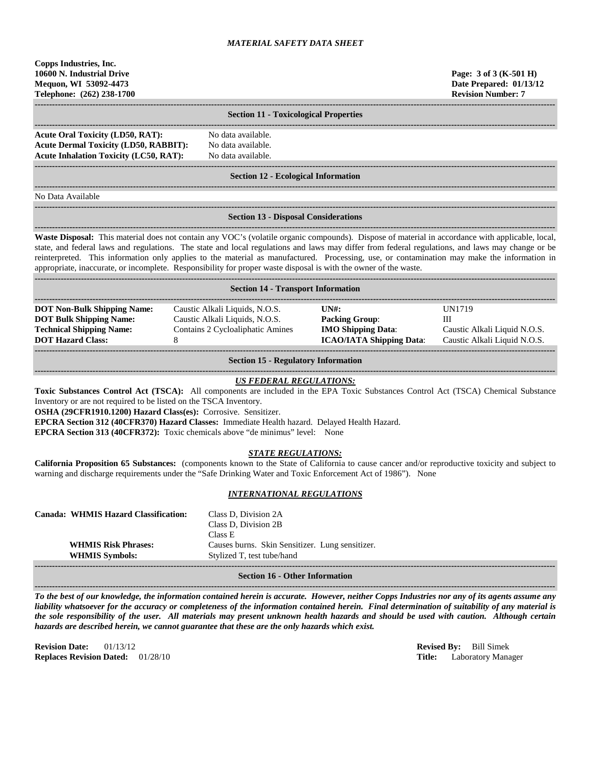## Section 11 - Toxicological Properties

| | |
|---|---|
| **Acute Oral Toxicity (LD50, RAT):** | No data available. |
| **Acute Dermal Toxicity (LD50, RABBIT):** | No data available. |
| **Acute Inhalation Toxicity (LC50, RAT):** | No data available. |

## Section 12 - Ecological Information

No Data Available

## Section 13 - Disposal Considerations

**Waste Disposal:** This material does not contain any VOC's (volatile organic compounds). Dispose of material in accordance with applicable, local, state, and federal laws and regulations. The state and local regulations and laws may differ from federal regulations, and laws may change or be reinterpreted. This information only applies to the material as manufactured. Processing, use, or contamination may make the information in appropriate, inaccurate, or incomplete. Responsibility for proper waste disposal is with the owner of the waste.

## Section 14 - Transport Information

| | | | |
|---|---|---|---|
| **DOT Non-Bulk Shipping Name:** | Caustic Alkali Liquids, N.O.S. | **UN#:** | UN1719 |
| **DOT Bulk Shipping Name:** | Caustic Alkali Liquids, N.O.S. | **Packing Group**: | III |
| **Technical Shipping Name:** | Contains 2 Cycloaliphatic Amines | **IMO Shipping Data**: | Caustic Alkali Liquid N.O.S. |
| **DOT Hazard Class:** | 8 | **ICAO/IATA Shipping Data**: | Caustic Alkali Liquid N.O.S. |

## Section 15 - Regulatory Information

### *US FEDERAL REGULATIONS:*

**Toxic Substances Control Act (TSCA):** All components are included in the EPA Toxic Substances Control Act (TSCA) Chemical Substance Inventory or are not required to be listed on the TSCA Inventory.

**OSHA (29CFR1910.1200) Hazard Class(es):** Corrosive. Sensitizer.

**EPCRA Section 312 (40CFR370) Hazard Classes:** Immediate Health hazard. Delayed Health Hazard.

**EPCRA Section 313 (40CFR372):** Toxic chemicals above "de minimus" level: None

### *STATE REGULATIONS:*

**California Proposition 65 Substances:** (components known to the State of California to cause cancer and/or reproductive toxicity and subject to warning and discharge requirements under the "Safe Drinking Water and Toxic Enforcement Act of 1986"). None

### *INTERNATIONAL REGULATIONS*

| | |
|---|---|
| **Canada: WHMIS Hazard Classification:** | Class D, Division 2A<br>Class D, Division 2B<br>Class E |
| **WHMIS Risk Phrases:** | Causes burns. Skin Sensitizer. Lung sensitizer. |
| **WHMIS Symbols:** | Stylized T, test tube/hand |

## Section 16 - Other Information

***To the best of our knowledge, the information contained herein is accurate. However, neither Copps Industries nor any of its agents assume any liability whatsoever for the accuracy or completeness of the information contained herein. Final determination of suitability of any material is the sole responsibility of the user. All materials may present unknown health hazards and should be used with caution. Although certain hazards are described herein, we cannot guarantee that these are the only hazards which exist.***

**Revision Date:** 01/13/12
**Replaces Revision Dated:** 01/28/10

**Revised By:** Bill Simek
**Title:** Laboratory Manager